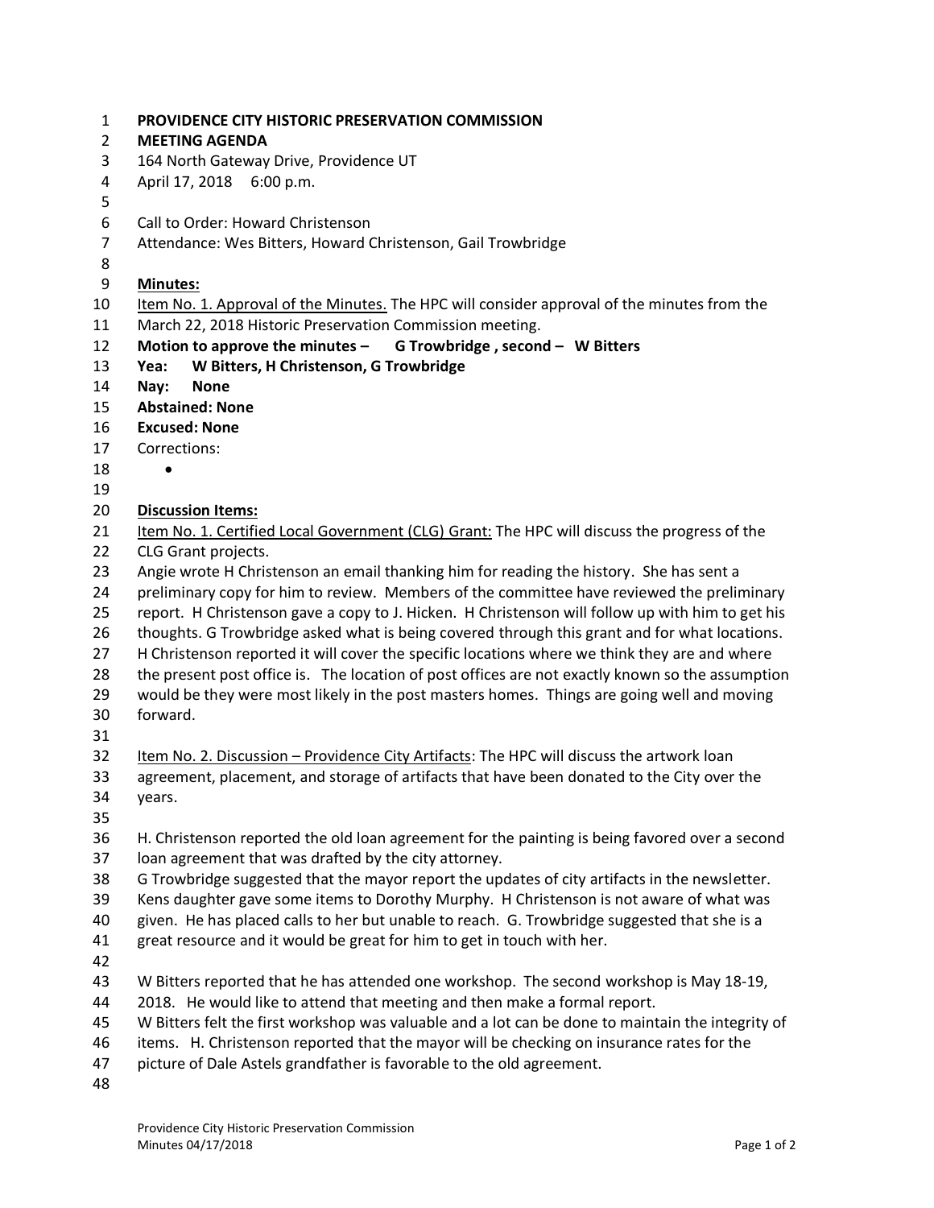**PROVIDENCE CITY HISTORIC PRESERVATION COMMISSION**
**MEETING AGENDA**
164 North Gateway Drive, Providence UT
April 17, 2018 6:00 p.m.

Call to Order: Howard Christenson
Attendance: Wes Bitters, Howard Christenson, Gail Trowbridge

**Minutes:**

Item No. 1. Approval of the Minutes. The HPC will consider approval of the minutes from the March 22, 2018 Historic Preservation Commission meeting.

**Motion to approve the minutes – G Trowbridge , second – W Bitters**
**Yea: W Bitters, H Christenson, G Trowbridge**
**Nay: None**
**Abstained: None**
**Excused: None**
Corrections:

- 

**Discussion Items:**

Item No. 1. Certified Local Government (CLG) Grant: The HPC will discuss the progress of the CLG Grant projects.
Angie wrote H Christenson an email thanking him for reading the history. She has sent a preliminary copy for him to review. Members of the committee have reviewed the preliminary report. H Christenson gave a copy to J. Hicken. H Christenson will follow up with him to get his thoughts. G Trowbridge asked what is being covered through this grant and for what locations. H Christenson reported it will cover the specific locations where we think they are and where the present post office is. The location of post offices are not exactly known so the assumption would be they were most likely in the post masters homes. Things are going well and moving forward.

Item No. 2. Discussion – Providence City Artifacts: The HPC will discuss the artwork loan agreement, placement, and storage of artifacts that have been donated to the City over the years.

H. Christenson reported the old loan agreement for the painting is being favored over a second loan agreement that was drafted by the city attorney.
G Trowbridge suggested that the mayor report the updates of city artifacts in the newsletter. Kens daughter gave some items to Dorothy Murphy. H Christenson is not aware of what was given. He has placed calls to her but unable to reach. G. Trowbridge suggested that she is a great resource and it would be great for him to get in touch with her.

W Bitters reported that he has attended one workshop. The second workshop is May 18-19, 2018. He would like to attend that meeting and then make a formal report.
W Bitters felt the first workshop was valuable and a lot can be done to maintain the integrity of items. H. Christenson reported that the mayor will be checking on insurance rates for the picture of Dale Astels grandfather is favorable to the old agreement.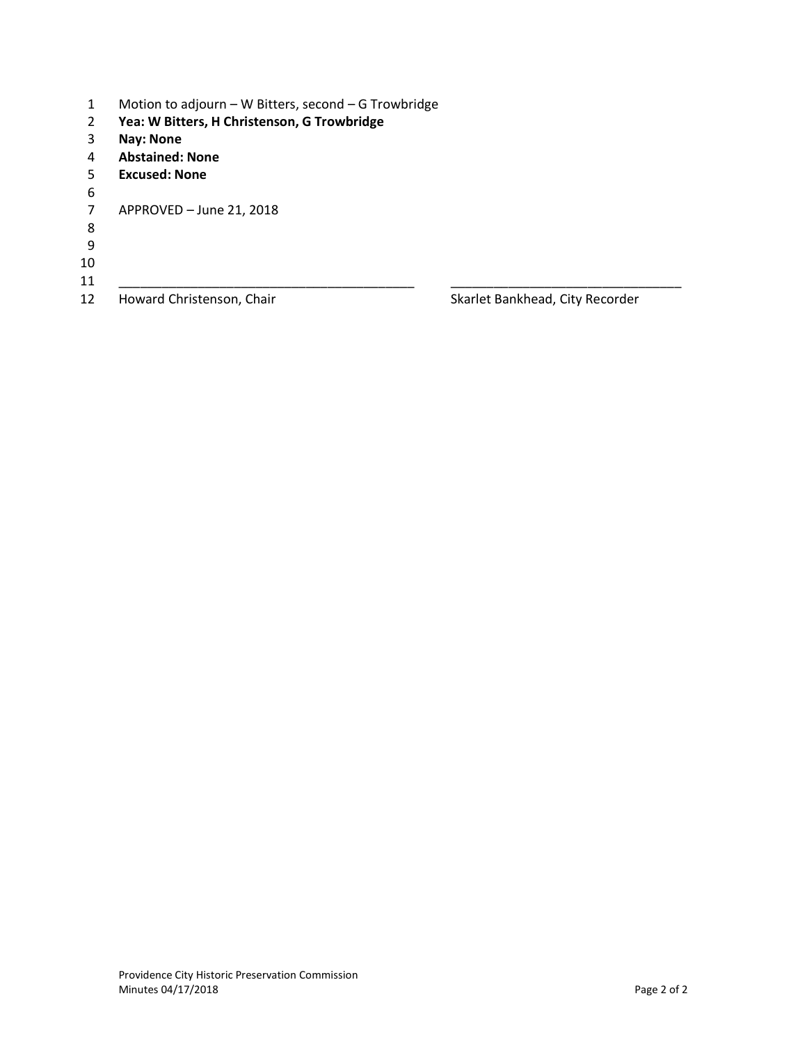Motion to adjourn – W Bitters, second – G Trowbridge
**Yea: W Bitters, H Christenson, G Trowbridge**
**Nay: None**
**Abstained: None**
**Excused: None**

APPROVED – June 21, 2018

| | |
|---|---|
| ________________________________________ | ________________________________ |
| Howard Christenson, Chair | Skarlet Bankhead, City Recorder |